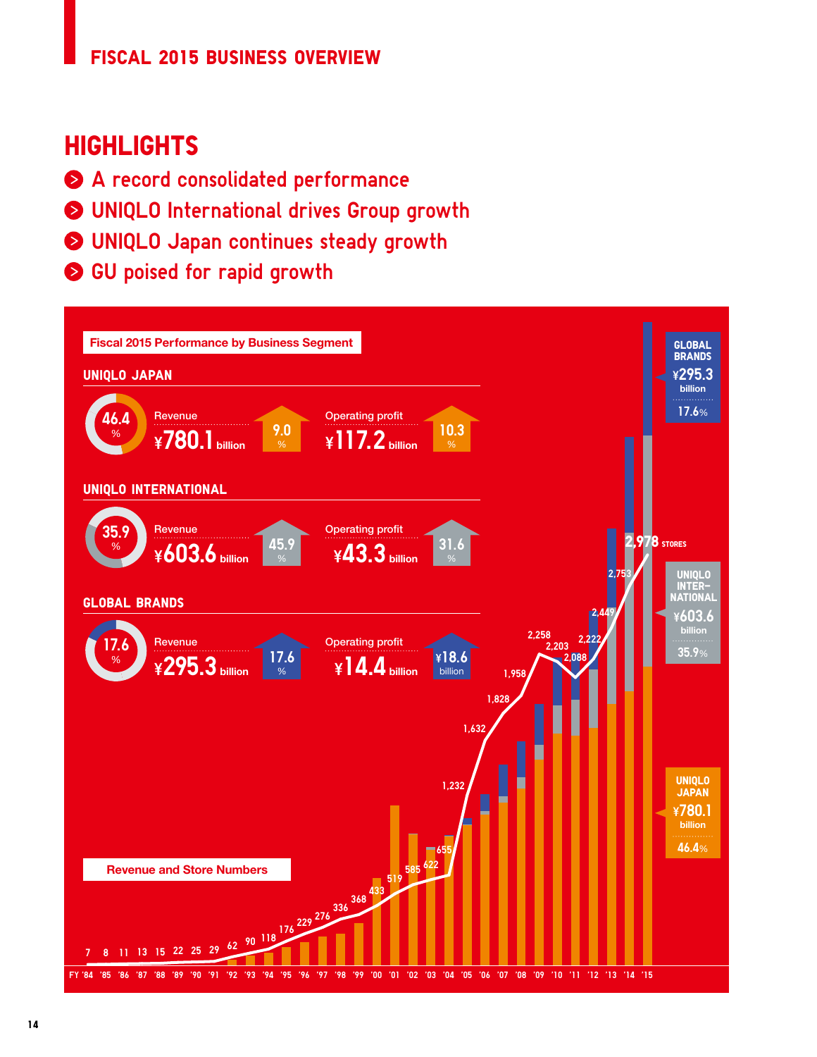# FISCAL 2015 BUSINESS OVERVIEW

## HIGHLIGHTS

- A record consolidated performance
- UNIQLO International drives Group growth
- UNIQLO Japan continues steady growth
- GU poised for rapid growth

### Fiscal 2015 Performance by Business Segment

#### UNIQLO JAPAN

46.4%

Revenue ¥780.1 billion — 9.0%

Operating profit ¥117.2 billion — 10.3%

#### UNIQLO INTERNATIONAL

35.9%

Revenue ¥603.6 billion — 45.9%

Operating profit ¥43.3 billion — 31.6%

#### GLOBAL BRANDS

17.6%

Revenue ¥295.3 billion — 17.6%

Operating profit ¥14.4 billion — ¥18.6 billion

### Revenue and Store Numbers

| FY | Stores |
|---|---|
| '84 | 7 |
| '85 | 8 |
| '86 | 11 |
| '87 | 13 |
| '88 | 15 |
| '89 | 22 |
| '90 | 25 |
| '91 | 29 |
| '92 | 62 |
| '93 | 90 |
| '94 | 118 |
| '95 | 176 |
| '96 | 229 |
| '97 | 276 |
| '98 | 336 |
| '99 | 368 |
| '00 | 433 |
| '01 | 519 |
| '02 | 585 |
| '03 | 622 |
| '04 | 655 |
| '05 | 1,232 |
| '06 | 1,632 |
| '07 | 1,828 |
| '08 | 1,958 |
| '09 | 2,258 |
| '10 | 2,203 |
| '11 | 2,088 |
| '12 | 2,222 |
| '13 | 2,449 |
| '14 | 2,753 |
| '15 | 2,978 STORES |

GLOBAL BRANDS ¥295.3 billion 17.6%

UNIQLO INTERNATIONAL ¥603.6 billion 35.9%

UNIQLO JAPAN ¥780.1 billion 46.4%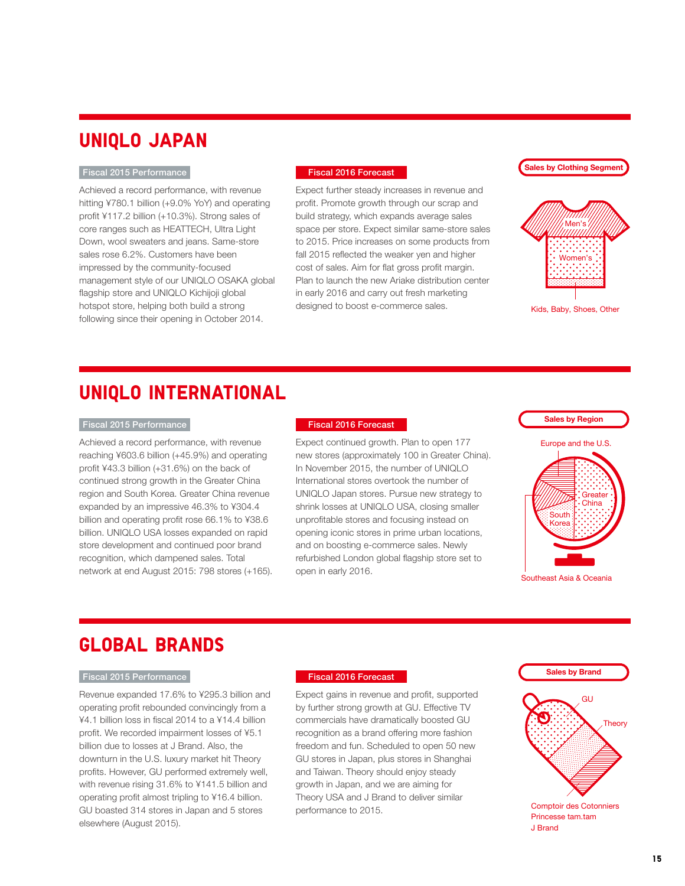# UNIQLO JAPAN

## Fiscal 2015 Performance

Achieved a record performance, with revenue hitting ¥780.1 billion (+9.0% YoY) and operating profit ¥117.2 billion (+10.3%). Strong sales of core ranges such as HEATTECH, Ultra Light Down, wool sweaters and jeans. Same-store sales rose 6.2%. Customers have been impressed by the community-focused management style of our UNIQLO OSAKA global flagship store and UNIQLO Kichijoji global hotspot store, helping both build a strong following since their opening in October 2014.

## Fiscal 2016 Forecast

Expect further steady increases in revenue and profit. Promote growth through our scrap and build strategy, which expands average sales space per store. Expect similar same-store sales to 2015. Price increases on some products from fall 2015 reflected the weaker yen and higher cost of sales. Aim for flat gross profit margin. Plan to launch the new Ariake distribution center in early 2016 and carry out fresh marketing designed to boost e-commerce sales.

**Sales by Clothing Segment**

Men's

Women's

Kids, Baby, Shoes, Other

# UNIQLO INTERNATIONAL

## Fiscal 2015 Performance

Achieved a record performance, with revenue reaching ¥603.6 billion (+45.9%) and operating profit ¥43.3 billion (+31.6%) on the back of continued strong growth in the Greater China region and South Korea. Greater China revenue expanded by an impressive 46.3% to ¥304.4 billion and operating profit rose 66.1% to ¥38.6 billion. UNIQLO USA losses expanded on rapid store development and continued poor brand recognition, which dampened sales. Total network at end August 2015: 798 stores (+165).

## Fiscal 2016 Forecast

Expect continued growth. Plan to open 177 new stores (approximately 100 in Greater China). In November 2015, the number of UNIQLO International stores overtook the number of UNIQLO Japan stores. Pursue new strategy to shrink losses at UNIQLO USA, closing smaller unprofitable stores and focusing instead on opening iconic stores in prime urban locations, and on boosting e-commerce sales. Newly refurbished London global flagship store set to open in early 2016.

**Sales by Region**

Europe and the U.S.

Greater China

South Korea

Southeast Asia & Oceania

# GLOBAL BRANDS

## Fiscal 2015 Performance

Revenue expanded 17.6% to ¥295.3 billion and operating profit rebounded convincingly from a ¥4.1 billion loss in fiscal 2014 to a ¥14.4 billion profit. We recorded impairment losses of ¥5.1 billion due to losses at J Brand. Also, the downturn in the U.S. luxury market hit Theory profits. However, GU performed extremely well, with revenue rising 31.6% to ¥141.5 billion and operating profit almost tripling to ¥16.4 billion. GU boasted 314 stores in Japan and 5 stores elsewhere (August 2015).

## Fiscal 2016 Forecast

Expect gains in revenue and profit, supported by further strong growth at GU. Effective TV commercials have dramatically boosted GU recognition as a brand offering more fashion freedom and fun. Scheduled to open 50 new GU stores in Japan, plus stores in Shanghai and Taiwan. Theory should enjoy steady growth in Japan, and we are aiming for Theory USA and J Brand to deliver similar performance to 2015.

**Sales by Brand**

GU

Theory

Comptoir des Cotonniers
Princesse tam.tam
J Brand